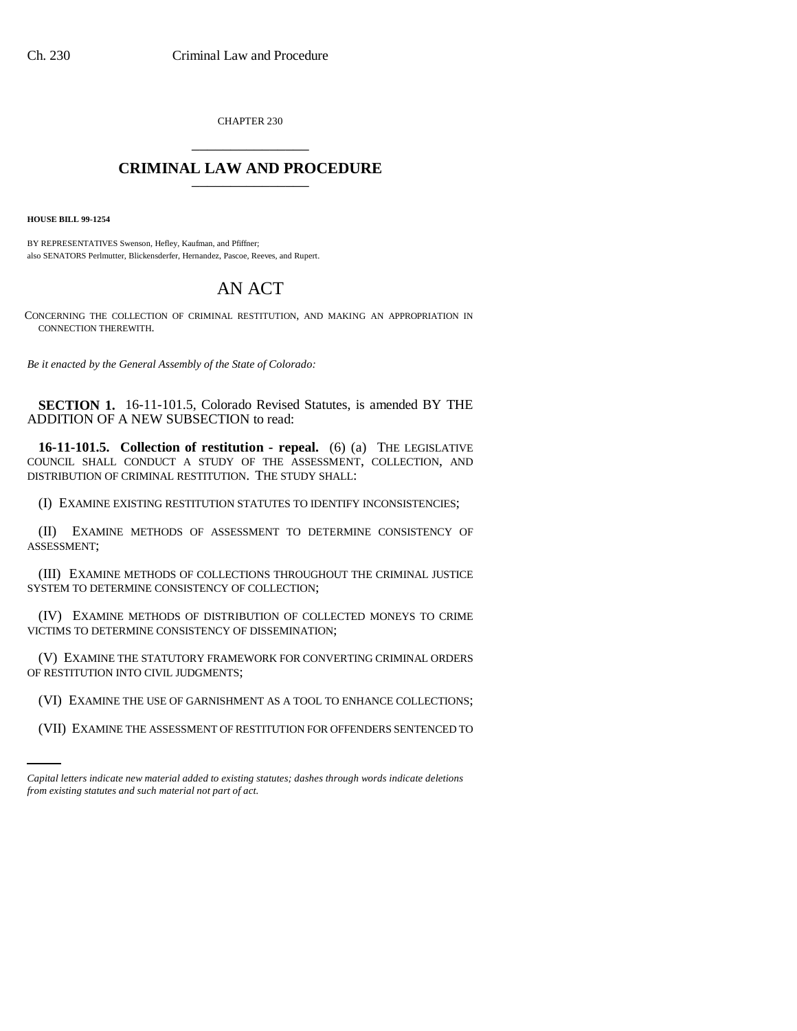CHAPTER 230

# CRIMINAL LAW AND PROCEDURE

**HOUSE BILL 99-1254**

BY REPRESENTATIVES Swenson, Hefley, Kaufman, and Pfiffner;
also SENATORS Perlmutter, Blickensderfer, Hernandez, Pascoe, Reeves, and Rupert.

# AN ACT

CONCERNING THE COLLECTION OF CRIMINAL RESTITUTION, AND MAKING AN APPROPRIATION IN CONNECTION THEREWITH.

*Be it enacted by the General Assembly of the State of Colorado:*

**SECTION 1.** 16-11-101.5, Colorado Revised Statutes, is amended BY THE ADDITION OF A NEW SUBSECTION to read:

**16-11-101.5. Collection of restitution - repeal.** (6) (a) THE LEGISLATIVE COUNCIL SHALL CONDUCT A STUDY OF THE ASSESSMENT, COLLECTION, AND DISTRIBUTION OF CRIMINAL RESTITUTION. THE STUDY SHALL:

(I) EXAMINE EXISTING RESTITUTION STATUTES TO IDENTIFY INCONSISTENCIES;

(II) EXAMINE METHODS OF ASSESSMENT TO DETERMINE CONSISTENCY OF ASSESSMENT;

(III) EXAMINE METHODS OF COLLECTIONS THROUGHOUT THE CRIMINAL JUSTICE SYSTEM TO DETERMINE CONSISTENCY OF COLLECTION;

(IV) EXAMINE METHODS OF DISTRIBUTION OF COLLECTED MONEYS TO CRIME VICTIMS TO DETERMINE CONSISTENCY OF DISSEMINATION;

(V) EXAMINE THE STATUTORY FRAMEWORK FOR CONVERTING CRIMINAL ORDERS OF RESTITUTION INTO CIVIL JUDGMENTS;

(VI) EXAMINE THE USE OF GARNISHMENT AS A TOOL TO ENHANCE COLLECTIONS;

(VII) EXAMINE THE ASSESSMENT OF RESTITUTION FOR OFFENDERS SENTENCED TO

*Capital letters indicate new material added to existing statutes; dashes through words indicate deletions from existing statutes and such material not part of act.*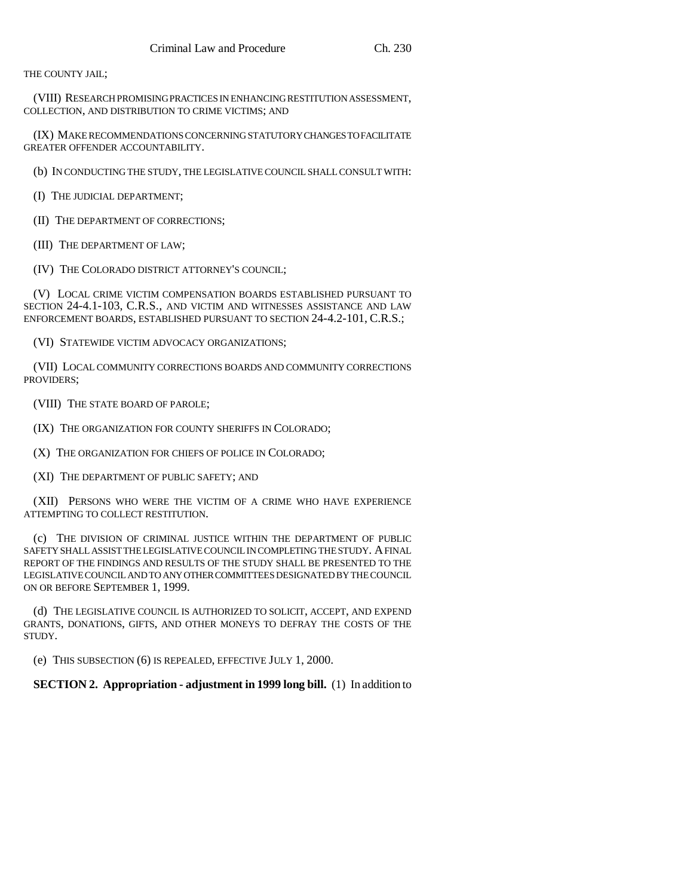THE COUNTY JAIL;

(VIII) RESEARCH PROMISING PRACTICES IN ENHANCING RESTITUTION ASSESSMENT, COLLECTION, AND DISTRIBUTION TO CRIME VICTIMS; AND

(IX) MAKE RECOMMENDATIONS CONCERNING STATUTORY CHANGES TO FACILITATE GREATER OFFENDER ACCOUNTABILITY.

(b) IN CONDUCTING THE STUDY, THE LEGISLATIVE COUNCIL SHALL CONSULT WITH:

(I) THE JUDICIAL DEPARTMENT;

(II) THE DEPARTMENT OF CORRECTIONS;

(III) THE DEPARTMENT OF LAW;

(IV) THE COLORADO DISTRICT ATTORNEY'S COUNCIL;

(V) LOCAL CRIME VICTIM COMPENSATION BOARDS ESTABLISHED PURSUANT TO SECTION 24-4.1-103, C.R.S., AND VICTIM AND WITNESSES ASSISTANCE AND LAW ENFORCEMENT BOARDS, ESTABLISHED PURSUANT TO SECTION 24-4.2-101, C.R.S.;

(VI) STATEWIDE VICTIM ADVOCACY ORGANIZATIONS;

(VII) LOCAL COMMUNITY CORRECTIONS BOARDS AND COMMUNITY CORRECTIONS PROVIDERS;

(VIII) THE STATE BOARD OF PAROLE;

(IX) THE ORGANIZATION FOR COUNTY SHERIFFS IN COLORADO;

(X) THE ORGANIZATION FOR CHIEFS OF POLICE IN COLORADO;

(XI) THE DEPARTMENT OF PUBLIC SAFETY; AND

(XII) PERSONS WHO WERE THE VICTIM OF A CRIME WHO HAVE EXPERIENCE ATTEMPTING TO COLLECT RESTITUTION.

(c) THE DIVISION OF CRIMINAL JUSTICE WITHIN THE DEPARTMENT OF PUBLIC SAFETY SHALL ASSIST THE LEGISLATIVE COUNCIL IN COMPLETING THE STUDY. A FINAL REPORT OF THE FINDINGS AND RESULTS OF THE STUDY SHALL BE PRESENTED TO THE LEGISLATIVE COUNCIL AND TO ANY OTHER COMMITTEES DESIGNATED BY THE COUNCIL ON OR BEFORE SEPTEMBER 1, 1999.

(d) THE LEGISLATIVE COUNCIL IS AUTHORIZED TO SOLICIT, ACCEPT, AND EXPEND GRANTS, DONATIONS, GIFTS, AND OTHER MONEYS TO DEFRAY THE COSTS OF THE STUDY.

(e) THIS SUBSECTION (6) IS REPEALED, EFFECTIVE JULY 1, 2000.

**SECTION 2. Appropriation - adjustment in 1999 long bill.** (1) In addition to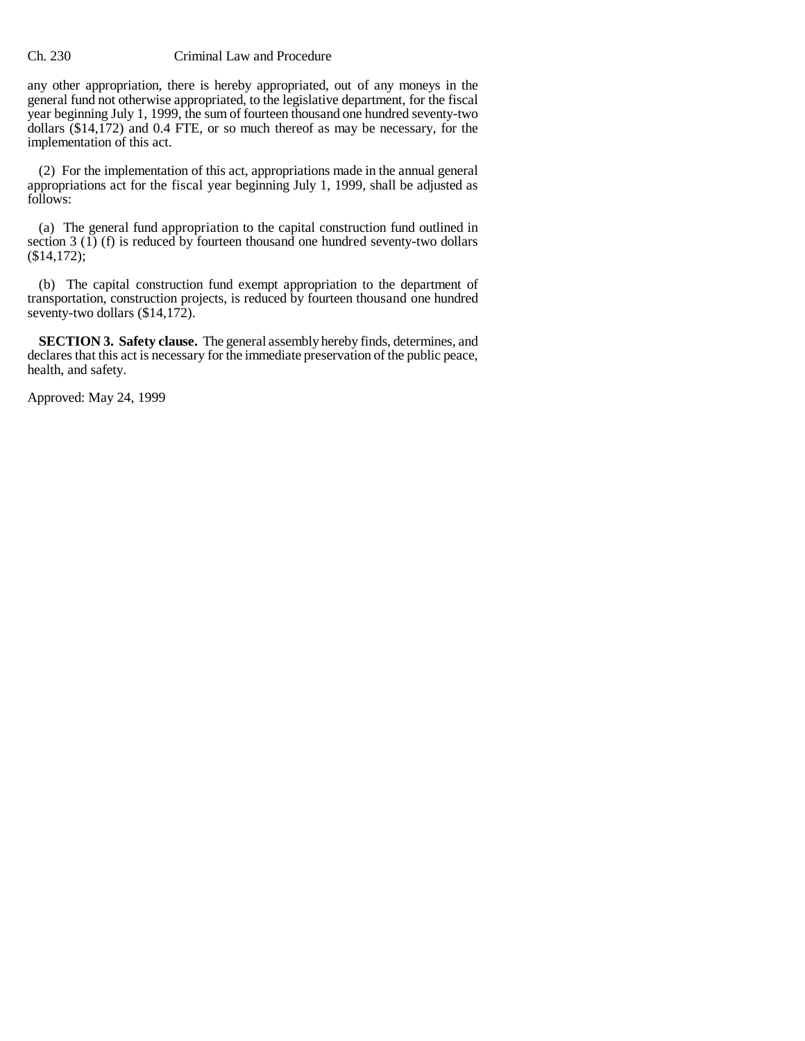any other appropriation, there is hereby appropriated, out of any moneys in the general fund not otherwise appropriated, to the legislative department, for the fiscal year beginning July 1, 1999, the sum of fourteen thousand one hundred seventy-two dollars ($14,172) and 0.4 FTE, or so much thereof as may be necessary, for the implementation of this act.

(2) For the implementation of this act, appropriations made in the annual general appropriations act for the fiscal year beginning July 1, 1999, shall be adjusted as follows:

(a) The general fund appropriation to the capital construction fund outlined in section 3 (1) (f) is reduced by fourteen thousand one hundred seventy-two dollars ($14,172);

(b) The capital construction fund exempt appropriation to the department of transportation, construction projects, is reduced by fourteen thousand one hundred seventy-two dollars ($14,172).

**SECTION 3. Safety clause.** The general assembly hereby finds, determines, and declares that this act is necessary for the immediate preservation of the public peace, health, and safety.

Approved: May 24, 1999